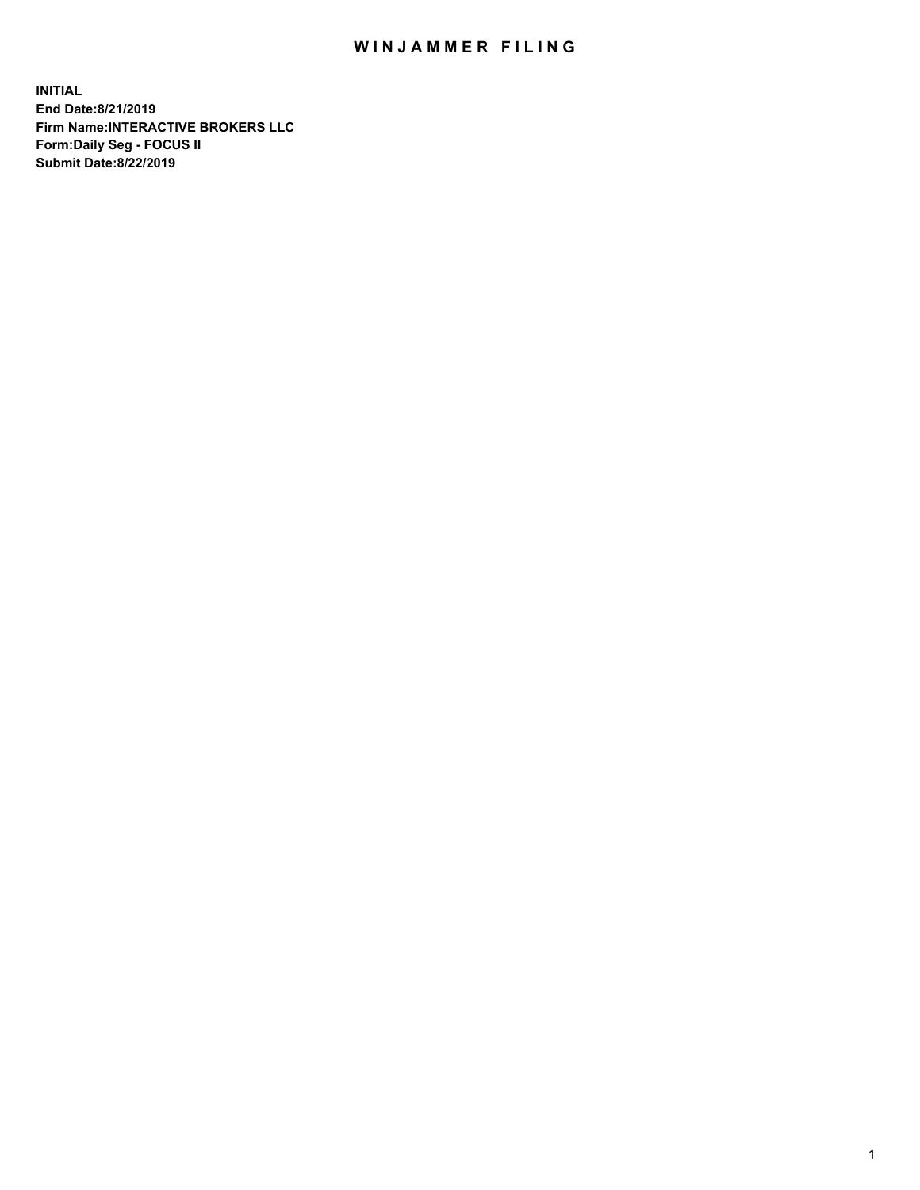# WINJAMMER FILING

**INITIAL**
**End Date:8/21/2019**
**Firm Name:INTERACTIVE BROKERS LLC**
**Form:Daily Seg - FOCUS II**
**Submit Date:8/22/2019**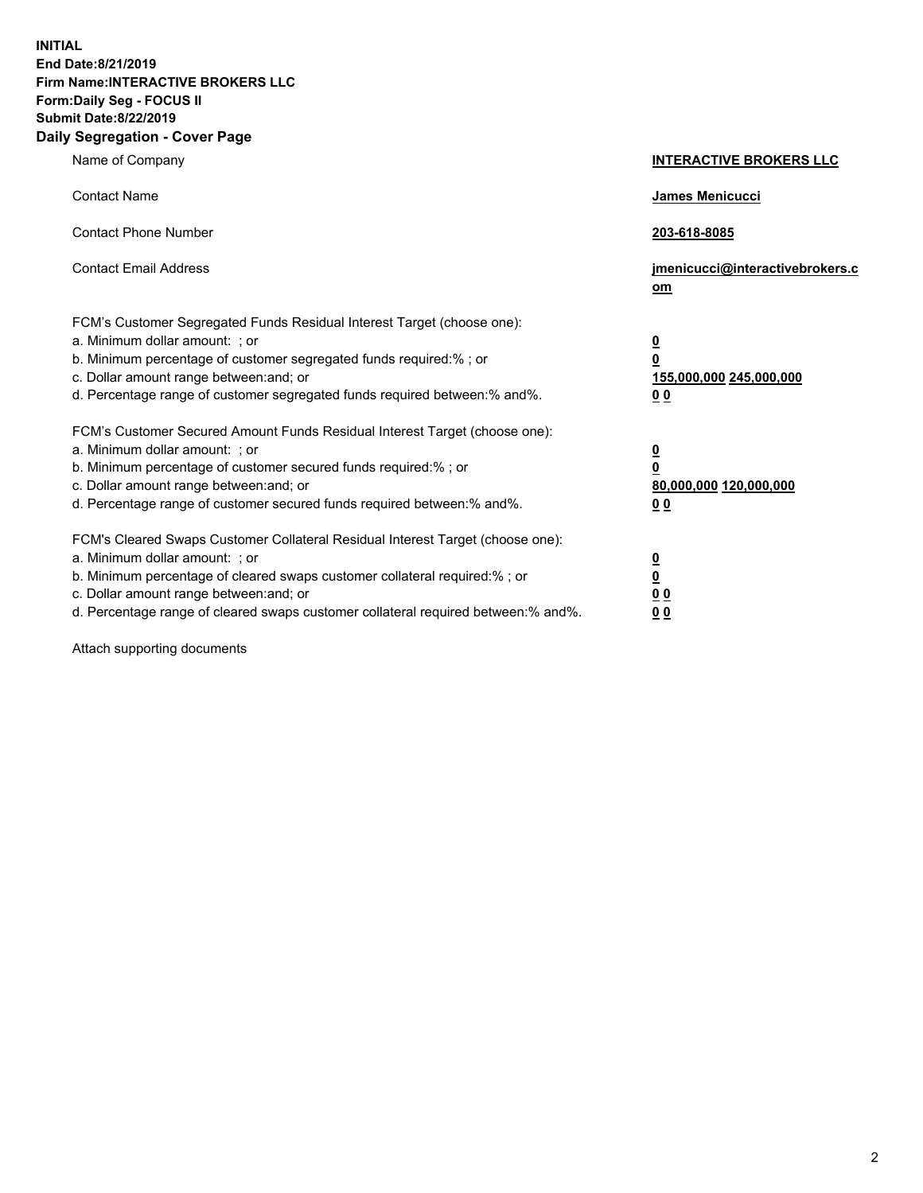**INITIAL**
**End Date:8/21/2019**
**Firm Name:INTERACTIVE BROKERS LLC**
**Form:Daily Seg - FOCUS II**
**Submit Date:8/22/2019**
**Daily Segregation - Cover Page**

| | |
|---|---|
| Name of Company | **INTERACTIVE BROKERS LLC** |
| Contact Name | **James Menicucci** |
| Contact Phone Number | **203-618-8085** |
| Contact Email Address | **jmenicucci@interactivebrokers.com** |

FCM's Customer Segregated Funds Residual Interest Target (choose one):

| | |
|---|---|
| a. Minimum dollar amount: ; or | **0** |
| b. Minimum percentage of customer segregated funds required:% ; or | **0** |
| c. Dollar amount range between:and; or | **155,000,000 245,000,000** |
| d. Percentage range of customer segregated funds required between:% and%. | **0 0** |

FCM's Customer Secured Amount Funds Residual Interest Target (choose one):

| | |
|---|---|
| a. Minimum dollar amount: ; or | **0** |
| b. Minimum percentage of customer secured funds required:% ; or | **0** |
| c. Dollar amount range between:and; or | **80,000,000 120,000,000** |
| d. Percentage range of customer secured funds required between:% and%. | **0 0** |

FCM's Cleared Swaps Customer Collateral Residual Interest Target (choose one):

| | |
|---|---|
| a. Minimum dollar amount: ; or | **0** |
| b. Minimum percentage of cleared swaps customer collateral required:% ; or | **0** |
| c. Dollar amount range between:and; or | **0 0** |
| d. Percentage range of cleared swaps customer collateral required between:% and%. | **0 0** |

Attach supporting documents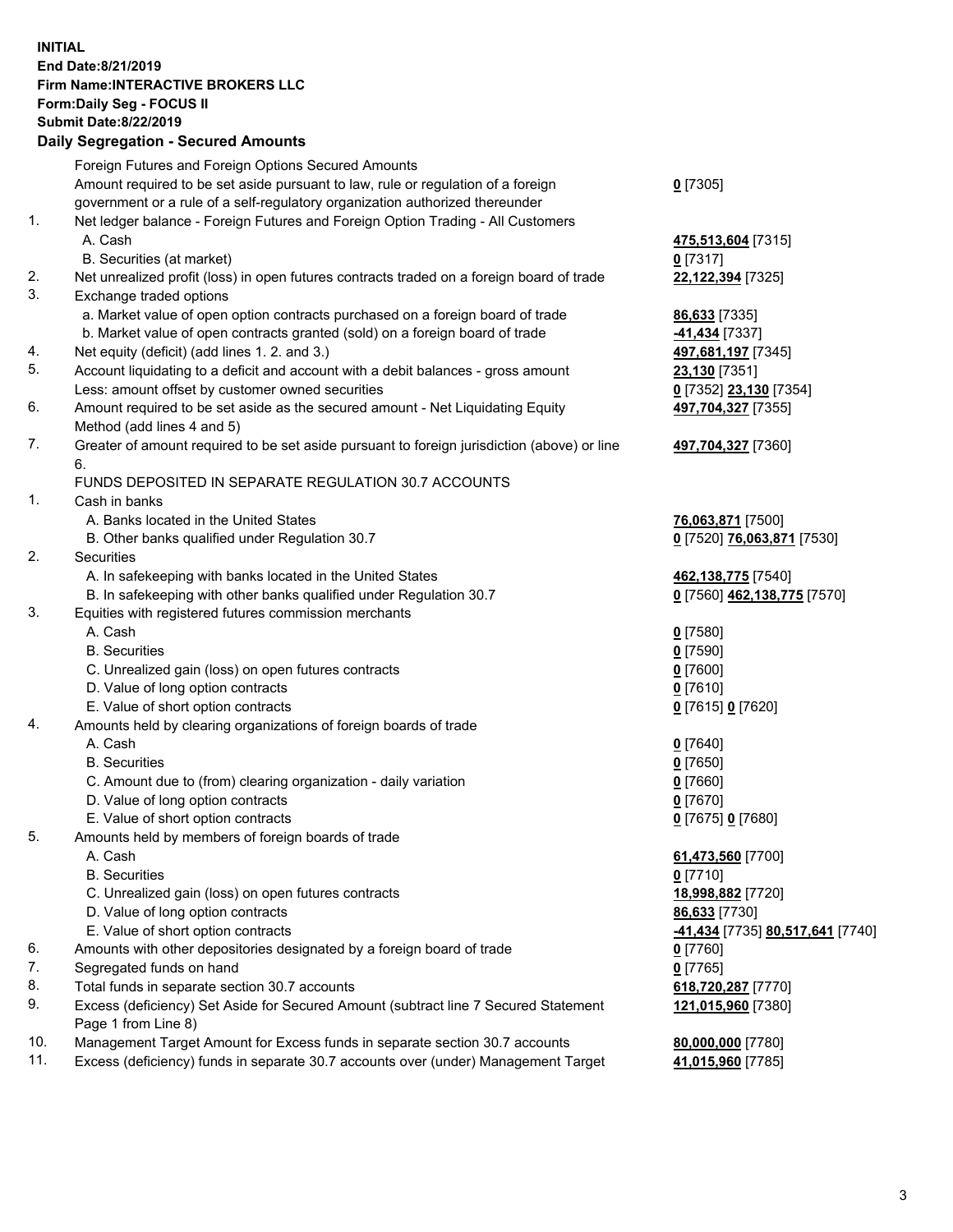**INITIAL**
**End Date:8/21/2019**
**Firm Name:INTERACTIVE BROKERS LLC**
**Form:Daily Seg - FOCUS II**
**Submit Date:8/22/2019**
**Daily Segregation - Secured Amounts**

| | | |
|---|---|---|
| | Foreign Futures and Foreign Options Secured Amounts | |
| | Amount required to be set aside pursuant to law, rule or regulation of a foreign government or a rule of a self-regulatory organization authorized thereunder | **0** [7305] |
| 1. | Net ledger balance - Foreign Futures and Foreign Option Trading - All Customers | |
| | A. Cash | **475,513,604** [7315] |
| | B. Securities (at market) | **0** [7317] |
| 2. | Net unrealized profit (loss) in open futures contracts traded on a foreign board of trade | **22,122,394** [7325] |
| 3. | Exchange traded options | |
| | a. Market value of open option contracts purchased on a foreign board of trade | **86,633** [7335] |
| | b. Market value of open contracts granted (sold) on a foreign board of trade | **-41,434** [7337] |
| 4. | Net equity (deficit) (add lines 1. 2. and 3.) | **497,681,197** [7345] |
| 5. | Account liquidating to a deficit and account with a debit balances - gross amount | **23,130** [7351] |
| | Less: amount offset by customer owned securities | **0** [7352] **23,130** [7354] |
| 6. | Amount required to be set aside as the secured amount - Net Liquidating Equity Method (add lines 4 and 5) | **497,704,327** [7355] |
| 7. | Greater of amount required to be set aside pursuant to foreign jurisdiction (above) or line 6. | **497,704,327** [7360] |
| | FUNDS DEPOSITED IN SEPARATE REGULATION 30.7 ACCOUNTS | |
| 1. | Cash in banks | |
| | A. Banks located in the United States | **76,063,871** [7500] |
| | B. Other banks qualified under Regulation 30.7 | **0** [7520] **76,063,871** [7530] |
| 2. | Securities | |
| | A. In safekeeping with banks located in the United States | **462,138,775** [7540] |
| | B. In safekeeping with other banks qualified under Regulation 30.7 | **0** [7560] **462,138,775** [7570] |
| 3. | Equities with registered futures commission merchants | |
| | A. Cash | **0** [7580] |
| | B. Securities | **0** [7590] |
| | C. Unrealized gain (loss) on open futures contracts | **0** [7600] |
| | D. Value of long option contracts | **0** [7610] |
| | E. Value of short option contracts | **0** [7615] **0** [7620] |
| 4. | Amounts held by clearing organizations of foreign boards of trade | |
| | A. Cash | **0** [7640] |
| | B. Securities | **0** [7650] |
| | C. Amount due to (from) clearing organization - daily variation | **0** [7660] |
| | D. Value of long option contracts | **0** [7670] |
| | E. Value of short option contracts | **0** [7675] **0** [7680] |
| 5. | Amounts held by members of foreign boards of trade | |
| | A. Cash | **61,473,560** [7700] |
| | B. Securities | **0** [7710] |
| | C. Unrealized gain (loss) on open futures contracts | **18,998,882** [7720] |
| | D. Value of long option contracts | **86,633** [7730] |
| | E. Value of short option contracts | **-41,434** [7735] **80,517,641** [7740] |
| 6. | Amounts with other depositories designated by a foreign board of trade | **0** [7760] |
| 7. | Segregated funds on hand | **0** [7765] |
| 8. | Total funds in separate section 30.7 accounts | **618,720,287** [7770] |
| 9. | Excess (deficiency) Set Aside for Secured Amount (subtract line 7 Secured Statement Page 1 from Line 8) | **121,015,960** [7380] |
| 10. | Management Target Amount for Excess funds in separate section 30.7 accounts | **80,000,000** [7780] |
| 11. | Excess (deficiency) funds in separate 30.7 accounts over (under) Management Target | **41,015,960** [7785] |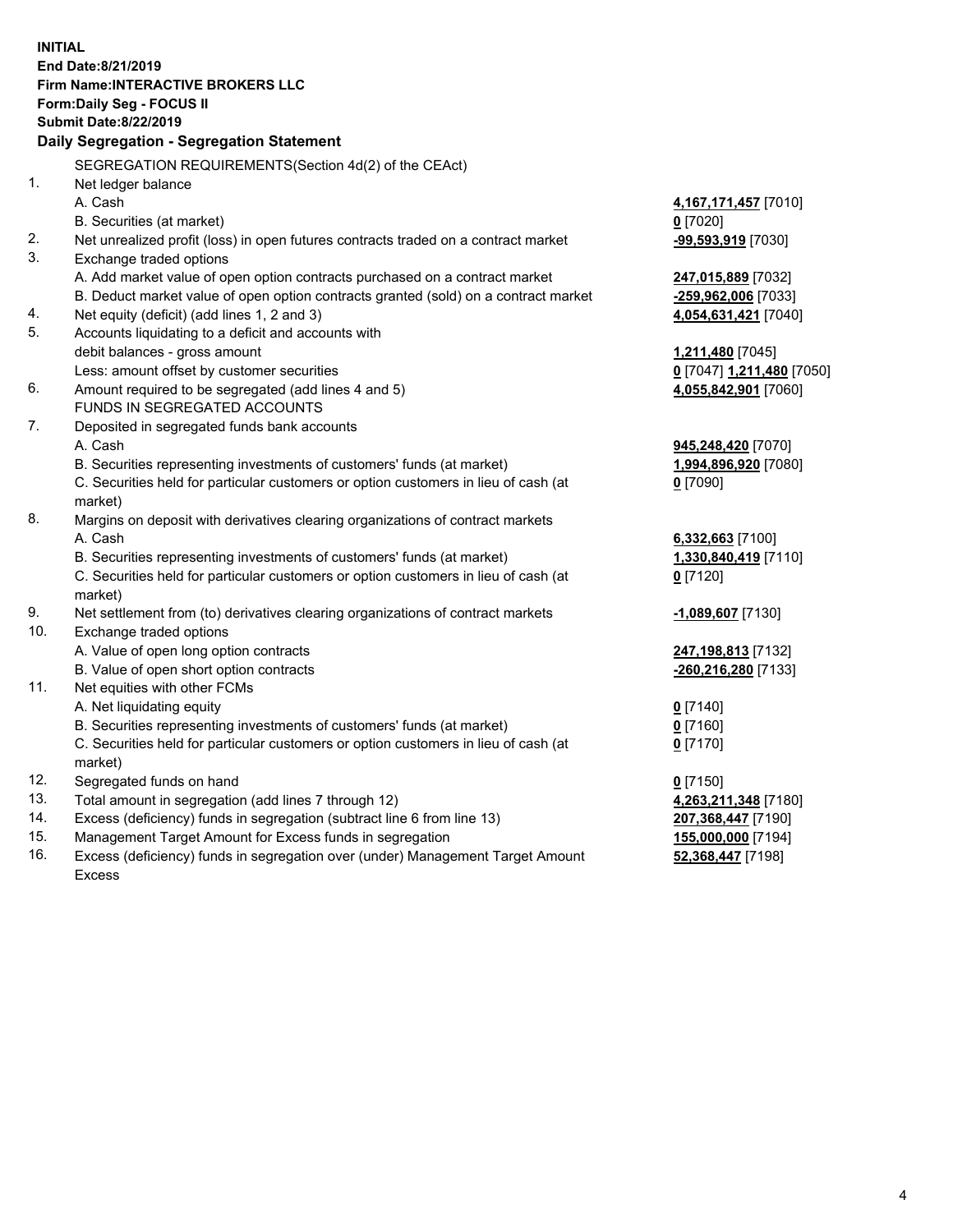**INITIAL**
**End Date:8/21/2019**
**Firm Name:INTERACTIVE BROKERS LLC**
**Form:Daily Seg - FOCUS II**
**Submit Date:8/22/2019**

**Daily Segregation - Segregation Statement**

SEGREGATION REQUIREMENTS(Section 4d(2) of the CEAct)

| | | |
|---|---|---|
| 1. | Net ledger balance | |
| | A. Cash | **4,167,171,457** [7010] |
| | B. Securities (at market) | **0** [7020] |
| 2. | Net unrealized profit (loss) in open futures contracts traded on a contract market | **-99,593,919** [7030] |
| 3. | Exchange traded options | |
| | A. Add market value of open option contracts purchased on a contract market | **247,015,889** [7032] |
| | B. Deduct market value of open option contracts granted (sold) on a contract market | **-259,962,006** [7033] |
| 4. | Net equity (deficit) (add lines 1, 2 and 3) | **4,054,631,421** [7040] |
| 5. | Accounts liquidating to a deficit and accounts with | |
| | debit balances - gross amount | **1,211,480** [7045] |
| | Less: amount offset by customer securities | **0** [7047] **1,211,480** [7050] |
| 6. | Amount required to be segregated (add lines 4 and 5) | **4,055,842,901** [7060] |
| | FUNDS IN SEGREGATED ACCOUNTS | |
| 7. | Deposited in segregated funds bank accounts | |
| | A. Cash | **945,248,420** [7070] |
| | B. Securities representing investments of customers' funds (at market) | **1,994,896,920** [7080] |
| | C. Securities held for particular customers or option customers in lieu of cash (at market) | **0** [7090] |
| 8. | Margins on deposit with derivatives clearing organizations of contract markets | |
| | A. Cash | **6,332,663** [7100] |
| | B. Securities representing investments of customers' funds (at market) | **1,330,840,419** [7110] |
| | C. Securities held for particular customers or option customers in lieu of cash (at market) | **0** [7120] |
| 9. | Net settlement from (to) derivatives clearing organizations of contract markets | **-1,089,607** [7130] |
| 10. | Exchange traded options | |
| | A. Value of open long option contracts | **247,198,813** [7132] |
| | B. Value of open short option contracts | **-260,216,280** [7133] |
| 11. | Net equities with other FCMs | |
| | A. Net liquidating equity | **0** [7140] |
| | B. Securities representing investments of customers' funds (at market) | **0** [7160] |
| | C. Securities held for particular customers or option customers in lieu of cash (at market) | **0** [7170] |
| 12. | Segregated funds on hand | **0** [7150] |
| 13. | Total amount in segregation (add lines 7 through 12) | **4,263,211,348** [7180] |
| 14. | Excess (deficiency) funds in segregation (subtract line 6 from line 13) | **207,368,447** [7190] |
| 15. | Management Target Amount for Excess funds in segregation | **155,000,000** [7194] |
| 16. | Excess (deficiency) funds in segregation over (under) Management Target Amount Excess | **52,368,447** [7198] |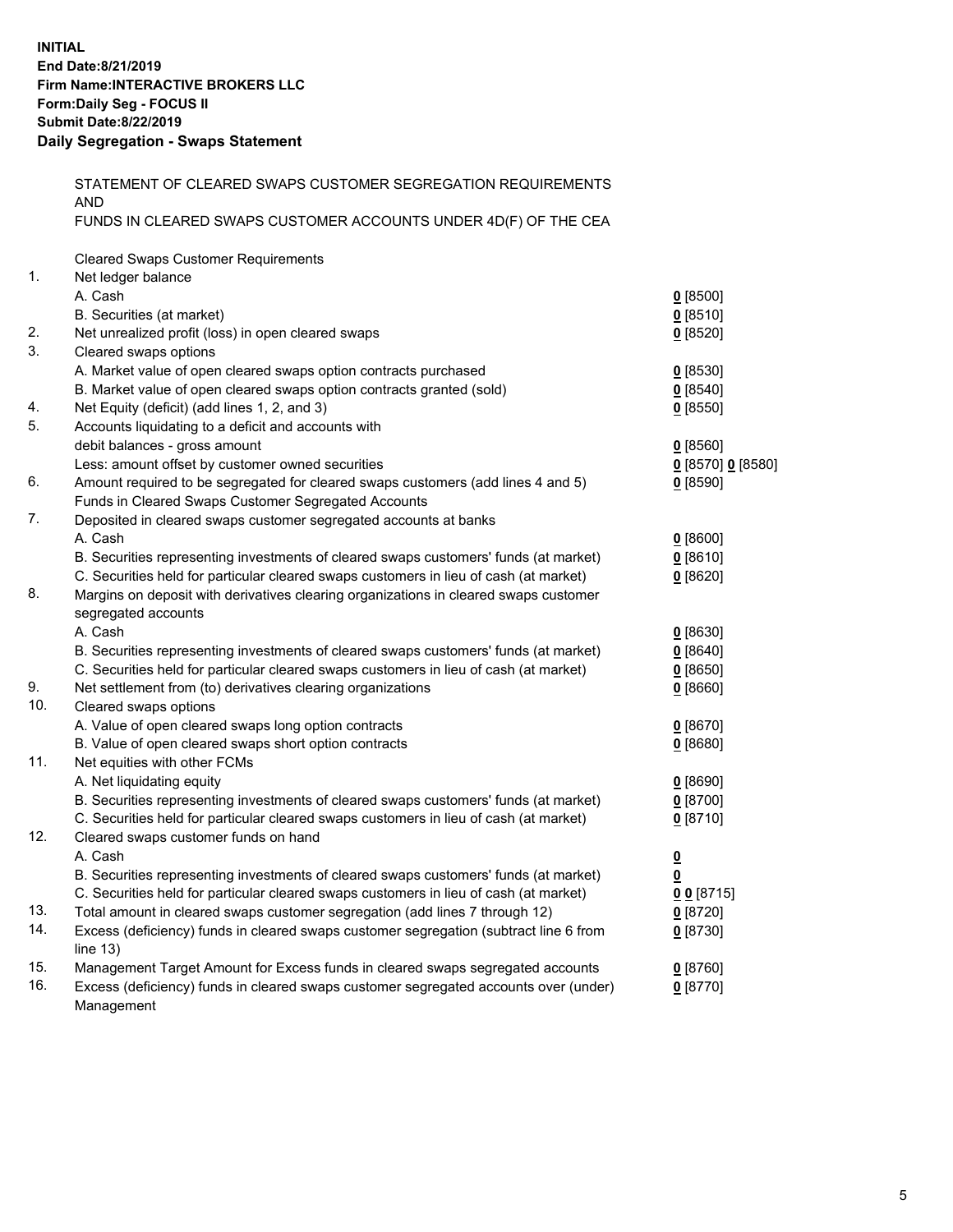**INITIAL**
**End Date:8/21/2019**
**Firm Name:INTERACTIVE BROKERS LLC**
**Form:Daily Seg - FOCUS II**
**Submit Date:8/22/2019**
**Daily Segregation - Swaps Statement**

STATEMENT OF CLEARED SWAPS CUSTOMER SEGREGATION REQUIREMENTS AND FUNDS IN CLEARED SWAPS CUSTOMER ACCOUNTS UNDER 4D(F) OF THE CEA

| | | |
|---|---|---|
| | Cleared Swaps Customer Requirements | |
| 1. | Net ledger balance | |
| | A. Cash | 0 [8500] |
| | B. Securities (at market) | 0 [8510] |
| 2. | Net unrealized profit (loss) in open cleared swaps | 0 [8520] |
| 3. | Cleared swaps options | |
| | A. Market value of open cleared swaps option contracts purchased | 0 [8530] |
| | B. Market value of open cleared swaps option contracts granted (sold) | 0 [8540] |
| 4. | Net Equity (deficit) (add lines 1, 2, and 3) | 0 [8550] |
| 5. | Accounts liquidating to a deficit and accounts with debit balances - gross amount | 0 [8560] |
| | Less: amount offset by customer owned securities | 0 [8570] 0 [8580] |
| 6. | Amount required to be segregated for cleared swaps customers (add lines 4 and 5) | 0 [8590] |
| | Funds in Cleared Swaps Customer Segregated Accounts | |
| 7. | Deposited in cleared swaps customer segregated accounts at banks | |
| | A. Cash | 0 [8600] |
| | B. Securities representing investments of cleared swaps customers' funds (at market) | 0 [8610] |
| | C. Securities held for particular cleared swaps customers in lieu of cash (at market) | 0 [8620] |
| 8. | Margins on deposit with derivatives clearing organizations in cleared swaps customer segregated accounts | |
| | A. Cash | 0 [8630] |
| | B. Securities representing investments of cleared swaps customers' funds (at market) | 0 [8640] |
| | C. Securities held for particular cleared swaps customers in lieu of cash (at market) | 0 [8650] |
| 9. | Net settlement from (to) derivatives clearing organizations | 0 [8660] |
| 10. | Cleared swaps options | |
| | A. Value of open cleared swaps long option contracts | 0 [8670] |
| | B. Value of open cleared swaps short option contracts | 0 [8680] |
| 11. | Net equities with other FCMs | |
| | A. Net liquidating equity | 0 [8690] |
| | B. Securities representing investments of cleared swaps customers' funds (at market) | 0 [8700] |
| | C. Securities held for particular cleared swaps customers in lieu of cash (at market) | 0 [8710] |
| 12. | Cleared swaps customer funds on hand | |
| | A. Cash | 0 |
| | B. Securities representing investments of cleared swaps customers' funds (at market) | 0 |
| | C. Securities held for particular cleared swaps customers in lieu of cash (at market) | 0 0 [8715] |
| 13. | Total amount in cleared swaps customer segregation (add lines 7 through 12) | 0 [8720] |
| 14. | Excess (deficiency) funds in cleared swaps customer segregation (subtract line 6 from line 13) | 0 [8730] |
| 15. | Management Target Amount for Excess funds in cleared swaps segregated accounts | 0 [8760] |
| 16. | Excess (deficiency) funds in cleared swaps customer segregated accounts over (under) Management | 0 [8770] |